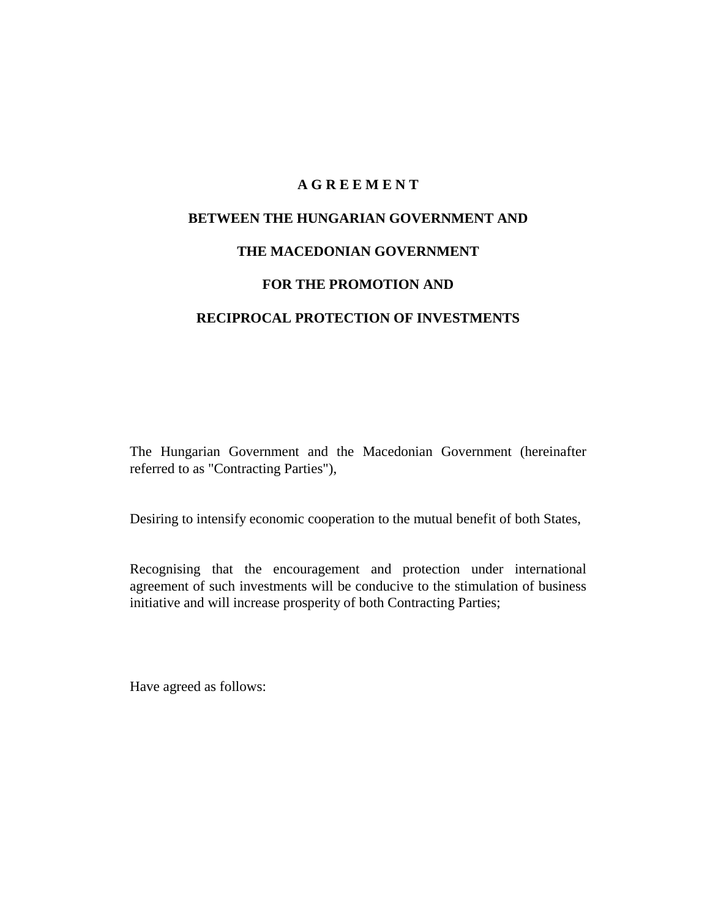# A G R E E M E N T

## BETWEEN THE HUNGARIAN GOVERNMENT AND

## THE MACEDONIAN GOVERNMENT

## FOR THE PROMOTION AND

## RECIPROCAL PROTECTION OF INVESTMENTS

The Hungarian Government and the Macedonian Government (hereinafter referred to as "Contracting Parties"),

Desiring to intensify economic cooperation to the mutual benefit of both States,

Recognising that the encouragement and protection under international agreement of such investments will be conducive to the stimulation of business initiative and will increase prosperity of both Contracting Parties;

Have agreed as follows: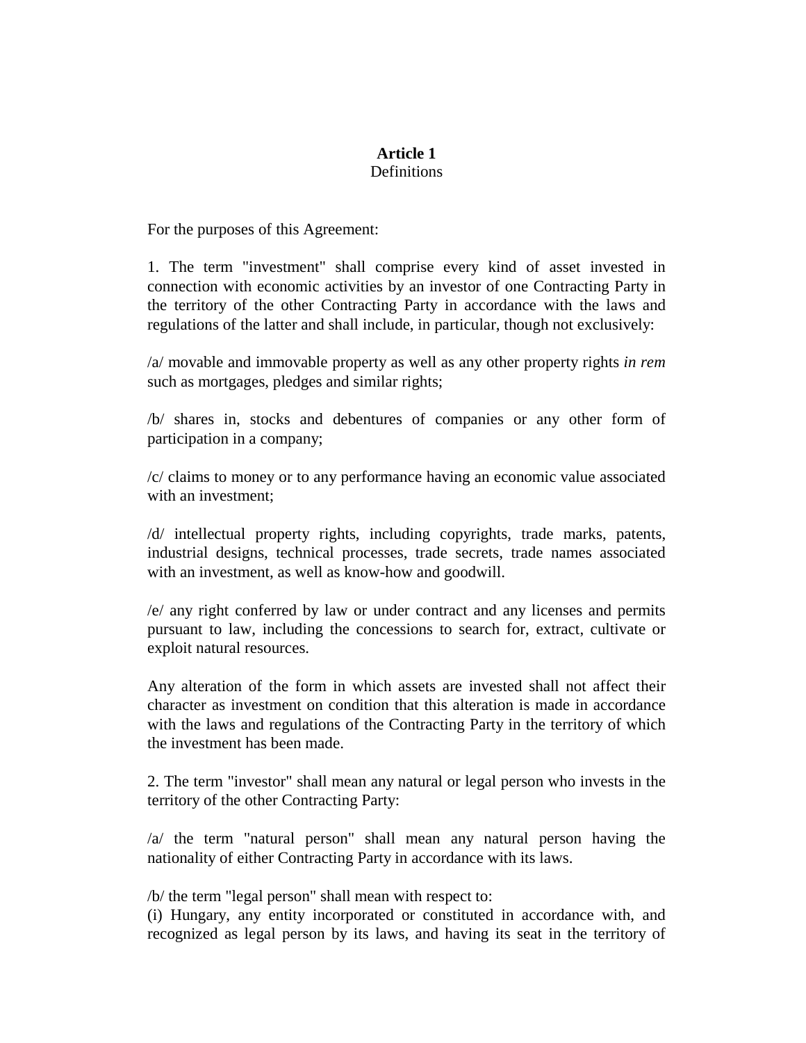## Article 1
Definitions

For the purposes of this Agreement:

1. The term "investment" shall comprise every kind of asset invested in connection with economic activities by an investor of one Contracting Party in the territory of the other Contracting Party in accordance with the laws and regulations of the latter and shall include, in particular, though not exclusively:

/a/ movable and immovable property as well as any other property rights *in rem* such as mortgages, pledges and similar rights;

/b/ shares in, stocks and debentures of companies or any other form of participation in a company;

/c/ claims to money or to any performance having an economic value associated with an investment;

/d/ intellectual property rights, including copyrights, trade marks, patents, industrial designs, technical processes, trade secrets, trade names associated with an investment, as well as know-how and goodwill.

/e/ any right conferred by law or under contract and any licenses and permits pursuant to law, including the concessions to search for, extract, cultivate or exploit natural resources.

Any alteration of the form in which assets are invested shall not affect their character as investment on condition that this alteration is made in accordance with the laws and regulations of the Contracting Party in the territory of which the investment has been made.

2. The term "investor" shall mean any natural or legal person who invests in the territory of the other Contracting Party:

/a/ the term "natural person" shall mean any natural person having the nationality of either Contracting Party in accordance with its laws.

/b/ the term "legal person" shall mean with respect to:
(i) Hungary, any entity incorporated or constituted in accordance with, and recognized as legal person by its laws, and having its seat in the territory of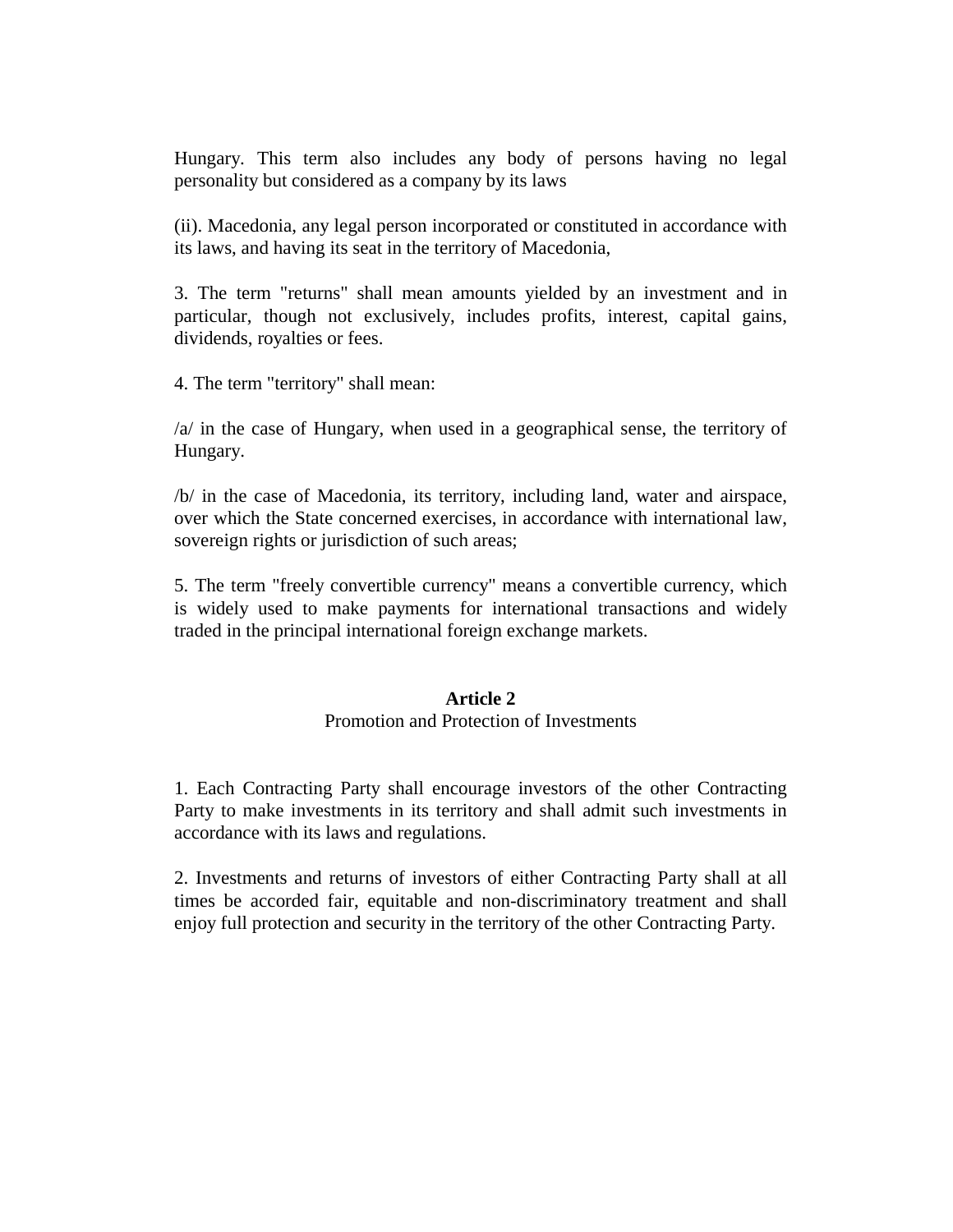Hungary. This term also includes any body of persons having no legal personality but considered as a company by its laws

(ii). Macedonia, any legal person incorporated or constituted in accordance with its laws, and having its seat in the territory of Macedonia,

3. The term "returns" shall mean amounts yielded by an investment and in particular, though not exclusively, includes profits, interest, capital gains, dividends, royalties or fees.

4. The term "territory" shall mean:

/a/ in the case of Hungary, when used in a geographical sense, the territory of Hungary.

/b/ in the case of Macedonia, its territory, including land, water and airspace, over which the State concerned exercises, in accordance with international law, sovereign rights or jurisdiction of such areas;

5. The term "freely convertible currency" means a convertible currency, which is widely used to make payments for international transactions and widely traded in the principal international foreign exchange markets.

## Article 2

Promotion and Protection of Investments

1. Each Contracting Party shall encourage investors of the other Contracting Party to make investments in its territory and shall admit such investments in accordance with its laws and regulations.

2. Investments and returns of investors of either Contracting Party shall at all times be accorded fair, equitable and non-discriminatory treatment and shall enjoy full protection and security in the territory of the other Contracting Party.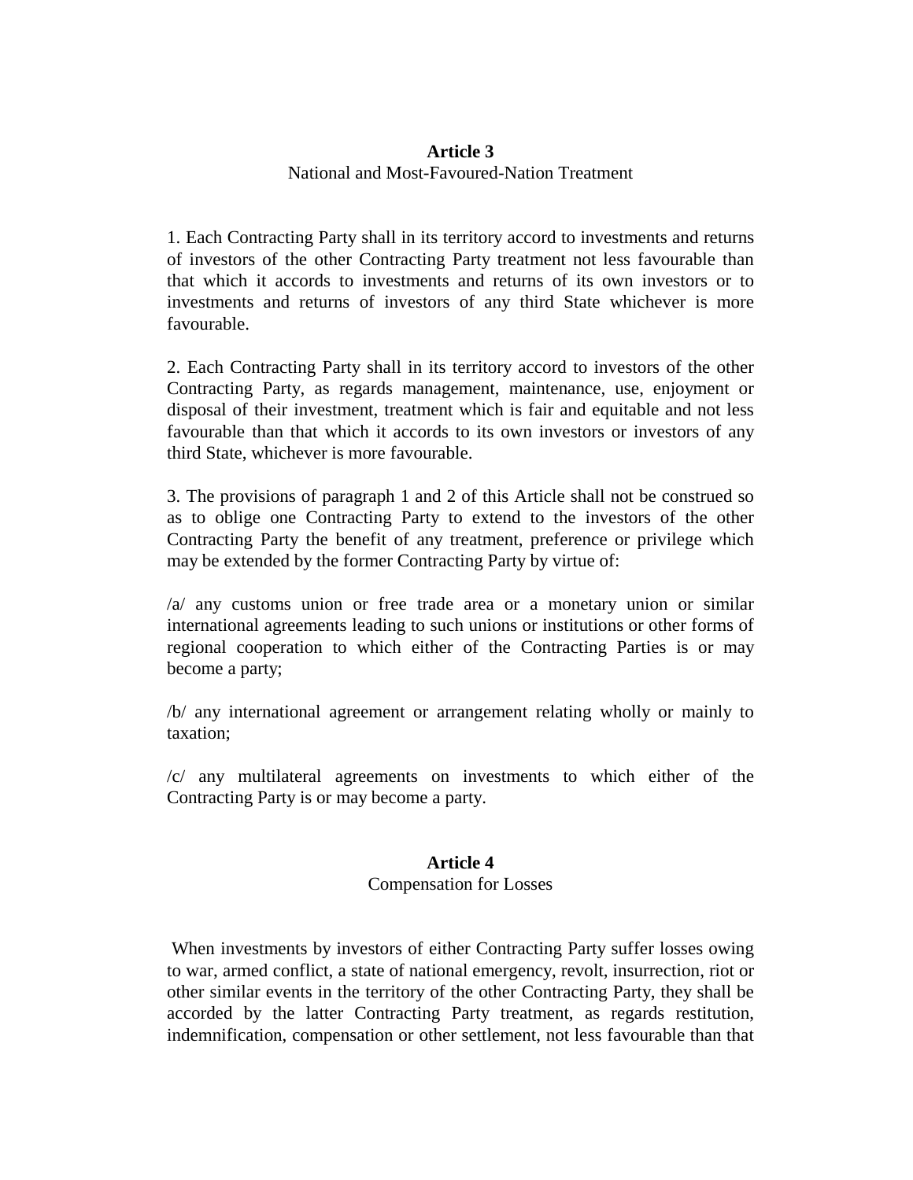**Article 3**

National and Most-Favoured-Nation Treatment

1. Each Contracting Party shall in its territory accord to investments and returns of investors of the other Contracting Party treatment not less favourable than that which it accords to investments and returns of its own investors or to investments and returns of investors of any third State whichever is more favourable.

2. Each Contracting Party shall in its territory accord to investors of the other Contracting Party, as regards management, maintenance, use, enjoyment or disposal of their investment, treatment which is fair and equitable and not less favourable than that which it accords to its own investors or investors of any third State, whichever is more favourable.

3. The provisions of paragraph 1 and 2 of this Article shall not be construed so as to oblige one Contracting Party to extend to the investors of the other Contracting Party the benefit of any treatment, preference or privilege which may be extended by the former Contracting Party by virtue of:

/a/ any customs union or free trade area or a monetary union or similar international agreements leading to such unions or institutions or other forms of regional cooperation to which either of the Contracting Parties is or may become a party;

/b/ any international agreement or arrangement relating wholly or mainly to taxation;

/c/ any multilateral agreements on investments to which either of the Contracting Party is or may become a party.

**Article 4**

Compensation for Losses

When investments by investors of either Contracting Party suffer losses owing to war, armed conflict, a state of national emergency, revolt, insurrection, riot or other similar events in the territory of the other Contracting Party, they shall be accorded by the latter Contracting Party treatment, as regards restitution, indemnification, compensation or other settlement, not less favourable than that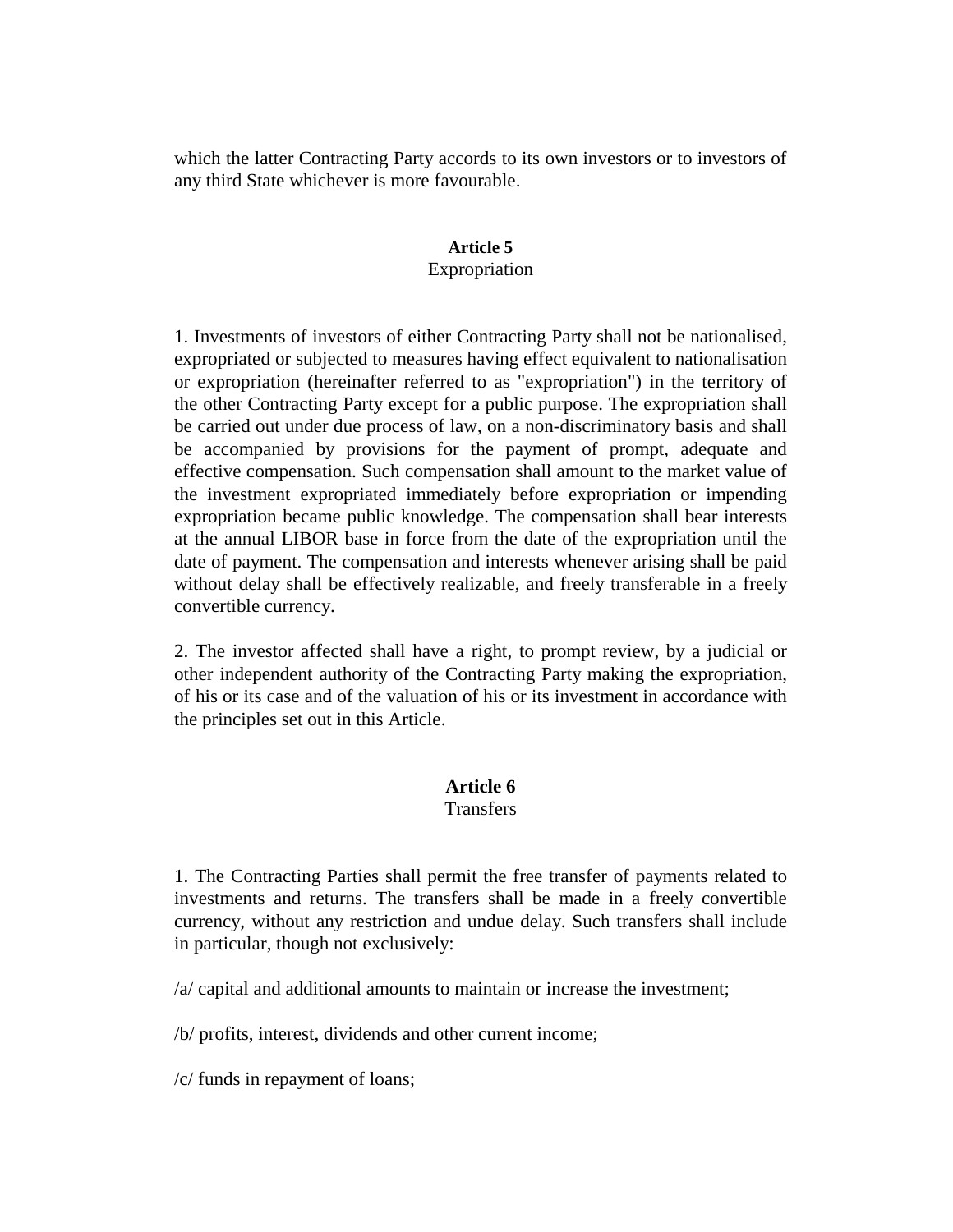which the latter Contracting Party accords to its own investors or to investors of any third State whichever is more favourable.

**Article 5**
Expropriation

1. Investments of investors of either Contracting Party shall not be nationalised, expropriated or subjected to measures having effect equivalent to nationalisation or expropriation (hereinafter referred to as "expropriation") in the territory of the other Contracting Party except for a public purpose. The expropriation shall be carried out under due process of law, on a non-discriminatory basis and shall be accompanied by provisions for the payment of prompt, adequate and effective compensation. Such compensation shall amount to the market value of the investment expropriated immediately before expropriation or impending expropriation became public knowledge. The compensation shall bear interests at the annual LIBOR base in force from the date of the expropriation until the date of payment. The compensation and interests whenever arising shall be paid without delay shall be effectively realizable, and freely transferable in a freely convertible currency.

2. The investor affected shall have a right, to prompt review, by a judicial or other independent authority of the Contracting Party making the expropriation, of his or its case and of the valuation of his or its investment in accordance with the principles set out in this Article.

**Article 6**
Transfers

1. The Contracting Parties shall permit the free transfer of payments related to investments and returns. The transfers shall be made in a freely convertible currency, without any restriction and undue delay. Such transfers shall include in particular, though not exclusively:

/a/ capital and additional amounts to maintain or increase the investment;

/b/ profits, interest, dividends and other current income;

/c/ funds in repayment of loans;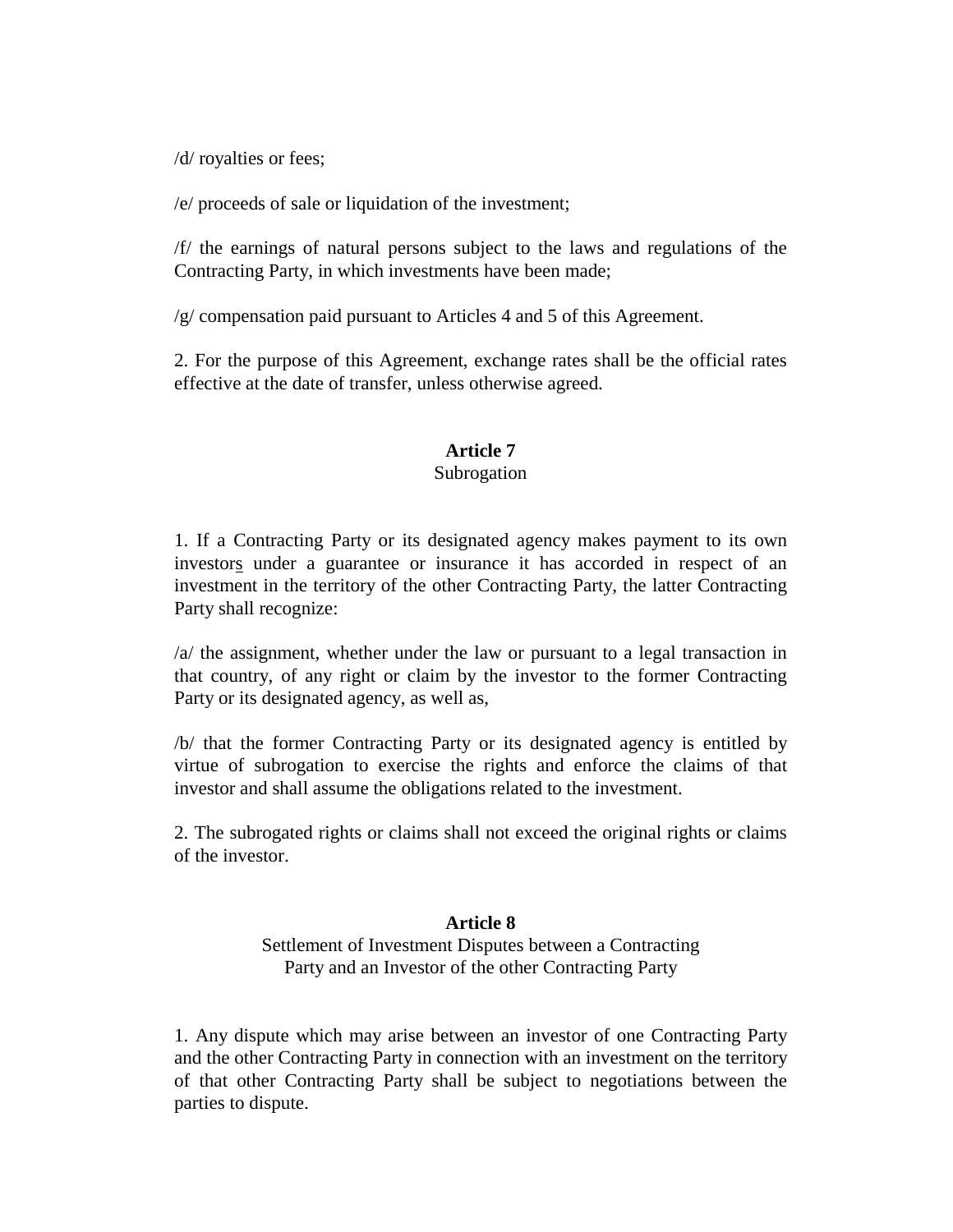/d/ royalties or fees;

/e/ proceeds of sale or liquidation of the investment;

/f/ the earnings of natural persons subject to the laws and regulations of the Contracting Party, in which investments have been made;

/g/ compensation paid pursuant to Articles 4 and 5 of this Agreement.

2. For the purpose of this Agreement, exchange rates shall be the official rates effective at the date of transfer, unless otherwise agreed.

## Article 7
Subrogation

1. If a Contracting Party or its designated agency makes payment to its own investors under a guarantee or insurance it has accorded in respect of an investment in the territory of the other Contracting Party, the latter Contracting Party shall recognize:

/a/ the assignment, whether under the law or pursuant to a legal transaction in that country, of any right or claim by the investor to the former Contracting Party or its designated agency, as well as,

/b/ that the former Contracting Party or its designated agency is entitled by virtue of subrogation to exercise the rights and enforce the claims of that investor and shall assume the obligations related to the investment.

2. The subrogated rights or claims shall not exceed the original rights or claims of the investor.

## Article 8
Settlement of Investment Disputes between a Contracting Party and an Investor of the other Contracting Party

1. Any dispute which may arise between an investor of one Contracting Party and the other Contracting Party in connection with an investment on the territory of that other Contracting Party shall be subject to negotiations between the parties to dispute.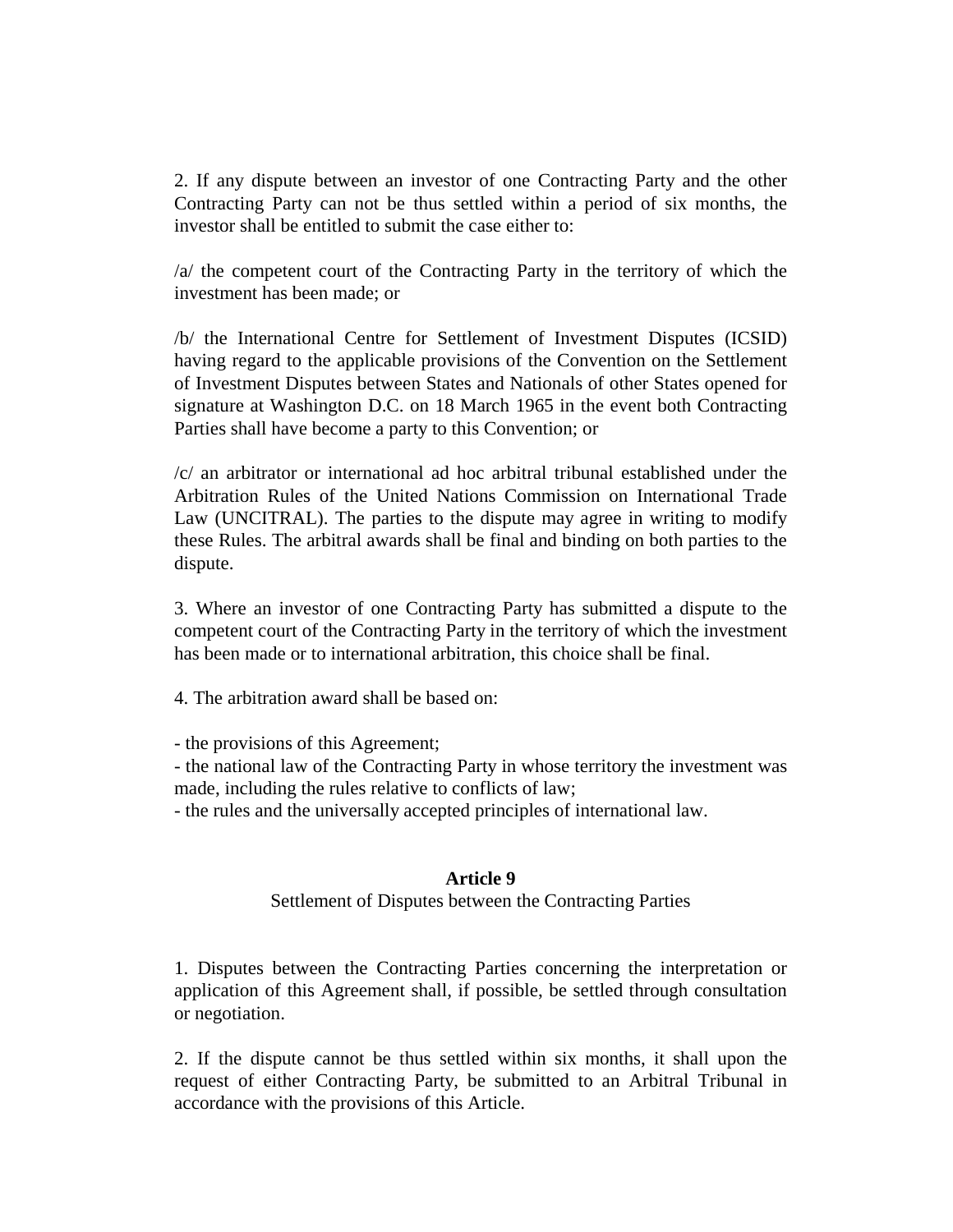2. If any dispute between an investor of one Contracting Party and the other Contracting Party can not be thus settled within a period of six months, the investor shall be entitled to submit the case either to:

/a/ the competent court of the Contracting Party in the territory of which the investment has been made; or

/b/ the International Centre for Settlement of Investment Disputes (ICSID) having regard to the applicable provisions of the Convention on the Settlement of Investment Disputes between States and Nationals of other States opened for signature at Washington D.C. on 18 March 1965 in the event both Contracting Parties shall have become a party to this Convention; or

/c/ an arbitrator or international ad hoc arbitral tribunal established under the Arbitration Rules of the United Nations Commission on International Trade Law (UNCITRAL). The parties to the dispute may agree in writing to modify these Rules. The arbitral awards shall be final and binding on both parties to the dispute.

3. Where an investor of one Contracting Party has submitted a dispute to the competent court of the Contracting Party in the territory of which the investment has been made or to international arbitration, this choice shall be final.

4. The arbitration award shall be based on:

- the provisions of this Agreement;
- the national law of the Contracting Party in whose territory the investment was made, including the rules relative to conflicts of law;
- the rules and the universally accepted principles of international law.

## Article 9

Settlement of Disputes between the Contracting Parties

1. Disputes between the Contracting Parties concerning the interpretation or application of this Agreement shall, if possible, be settled through consultation or negotiation.

2. If the dispute cannot be thus settled within six months, it shall upon the request of either Contracting Party, be submitted to an Arbitral Tribunal in accordance with the provisions of this Article.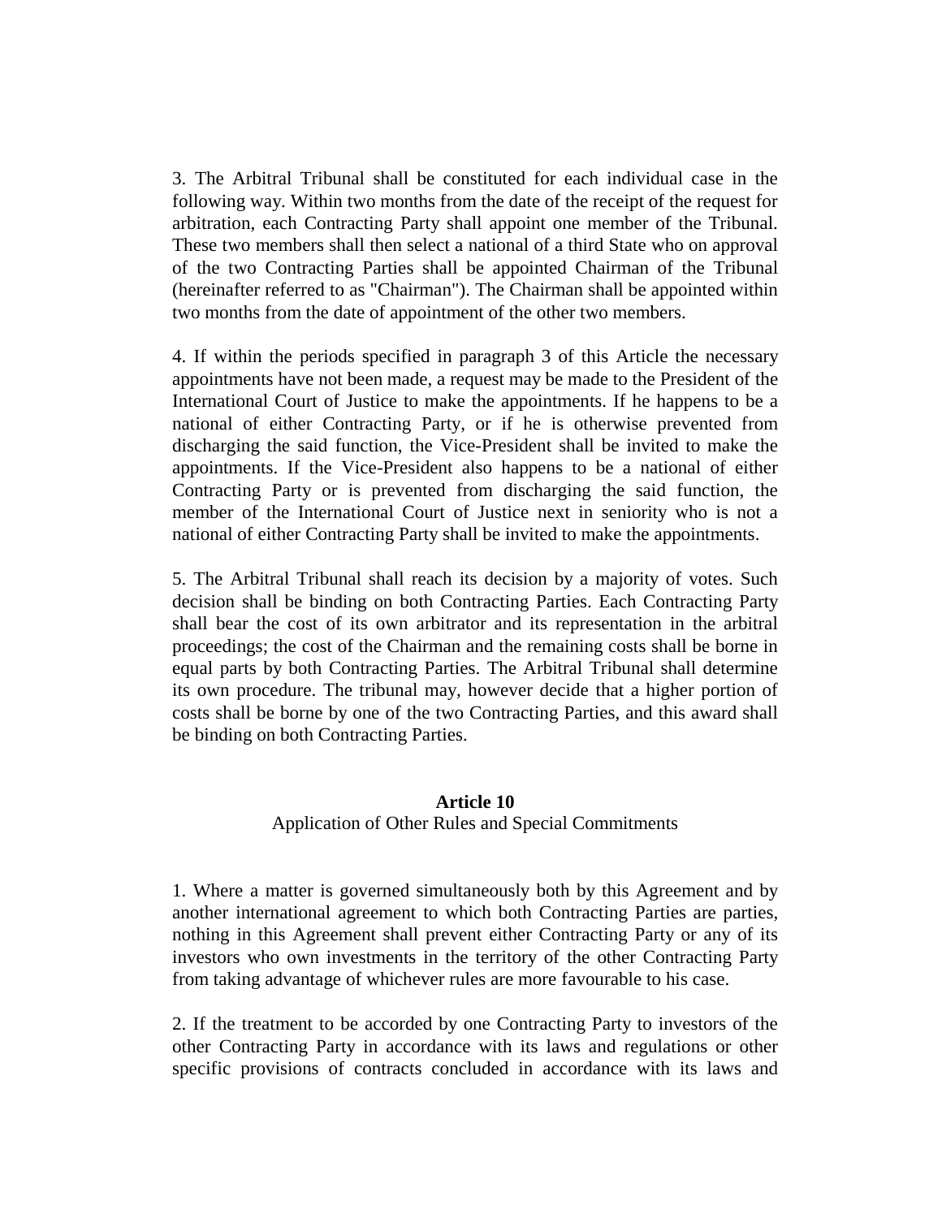3. The Arbitral Tribunal shall be constituted for each individual case in the following way. Within two months from the date of the receipt of the request for arbitration, each Contracting Party shall appoint one member of the Tribunal. These two members shall then select a national of a third State who on approval of the two Contracting Parties shall be appointed Chairman of the Tribunal (hereinafter referred to as "Chairman"). The Chairman shall be appointed within two months from the date of appointment of the other two members.

4. If within the periods specified in paragraph 3 of this Article the necessary appointments have not been made, a request may be made to the President of the International Court of Justice to make the appointments. If he happens to be a national of either Contracting Party, or if he is otherwise prevented from discharging the said function, the Vice-President shall be invited to make the appointments. If the Vice-President also happens to be a national of either Contracting Party or is prevented from discharging the said function, the member of the International Court of Justice next in seniority who is not a national of either Contracting Party shall be invited to make the appointments.

5. The Arbitral Tribunal shall reach its decision by a majority of votes. Such decision shall be binding on both Contracting Parties. Each Contracting Party shall bear the cost of its own arbitrator and its representation in the arbitral proceedings; the cost of the Chairman and the remaining costs shall be borne in equal parts by both Contracting Parties. The Arbitral Tribunal shall determine its own procedure. The tribunal may, however decide that a higher portion of costs shall be borne by one of the two Contracting Parties, and this award shall be binding on both Contracting Parties.

## Article 10

Application of Other Rules and Special Commitments

1. Where a matter is governed simultaneously both by this Agreement and by another international agreement to which both Contracting Parties are parties, nothing in this Agreement shall prevent either Contracting Party or any of its investors who own investments in the territory of the other Contracting Party from taking advantage of whichever rules are more favourable to his case.

2. If the treatment to be accorded by one Contracting Party to investors of the other Contracting Party in accordance with its laws and regulations or other specific provisions of contracts concluded in accordance with its laws and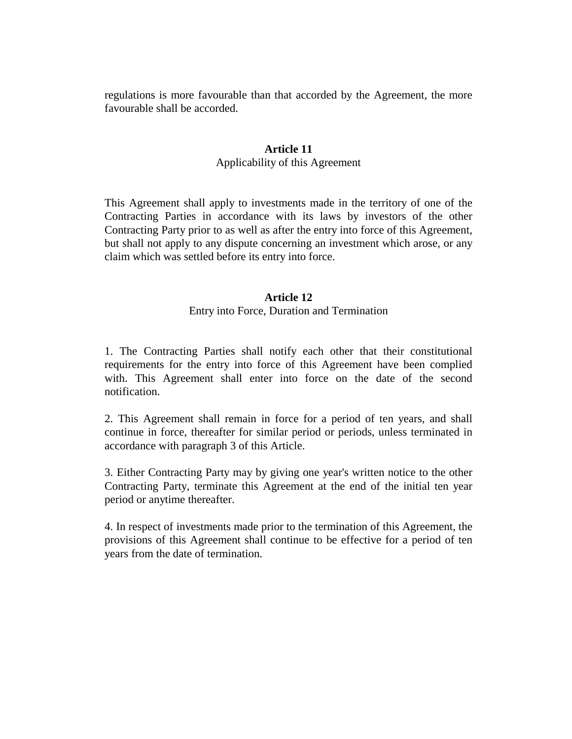regulations is more favourable than that accorded by the Agreement, the more favourable shall be accorded.

**Article 11**

Applicability of this Agreement

This Agreement shall apply to investments made in the territory of one of the Contracting Parties in accordance with its laws by investors of the other Contracting Party prior to as well as after the entry into force of this Agreement, but shall not apply to any dispute concerning an investment which arose, or any claim which was settled before its entry into force.

**Article 12**

Entry into Force, Duration and Termination

1. The Contracting Parties shall notify each other that their constitutional requirements for the entry into force of this Agreement have been complied with. This Agreement shall enter into force on the date of the second notification.

2. This Agreement shall remain in force for a period of ten years, and shall continue in force, thereafter for similar period or periods, unless terminated in accordance with paragraph 3 of this Article.

3. Either Contracting Party may by giving one year's written notice to the other Contracting Party, terminate this Agreement at the end of the initial ten year period or anytime thereafter.

4. In respect of investments made prior to the termination of this Agreement, the provisions of this Agreement shall continue to be effective for a period of ten years from the date of termination.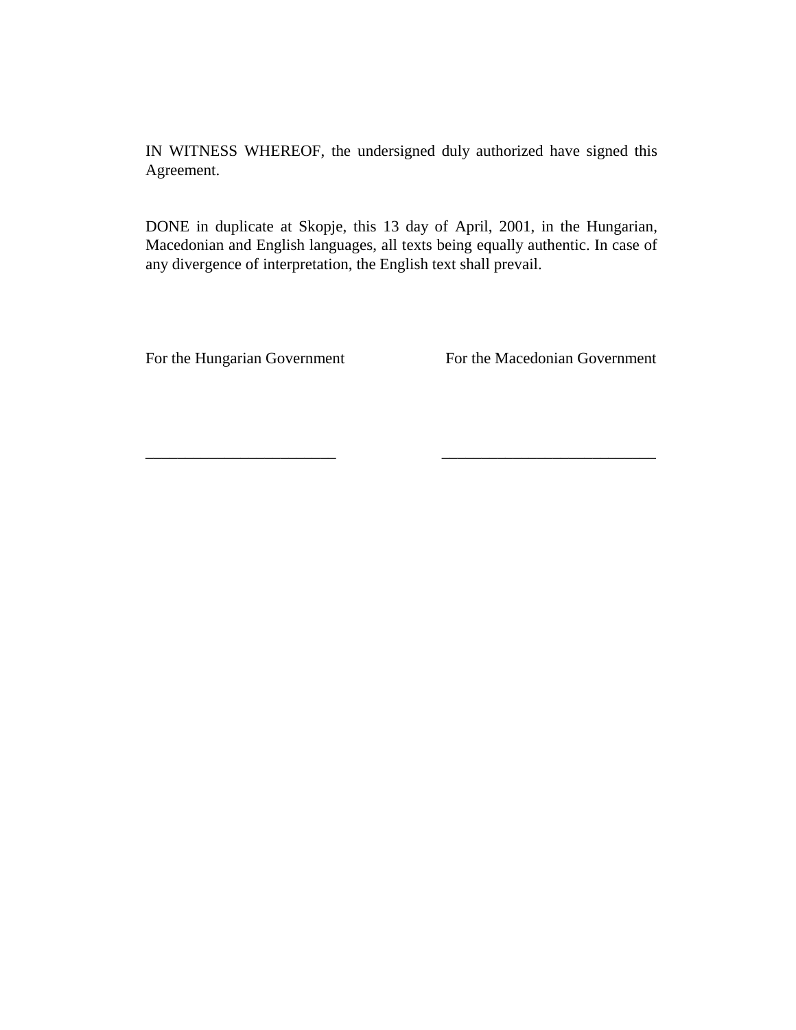IN WITNESS WHEREOF, the undersigned duly authorized have signed this Agreement.

DONE in duplicate at Skopje, this 13 day of April, 2001, in the Hungarian, Macedonian and English languages, all texts being equally authentic. In case of any divergence of interpretation, the English text shall prevail.

| | |
|---|---|
| For the Hungarian Government | For the Macedonian Government |
| ________________________ | ___________________________ |